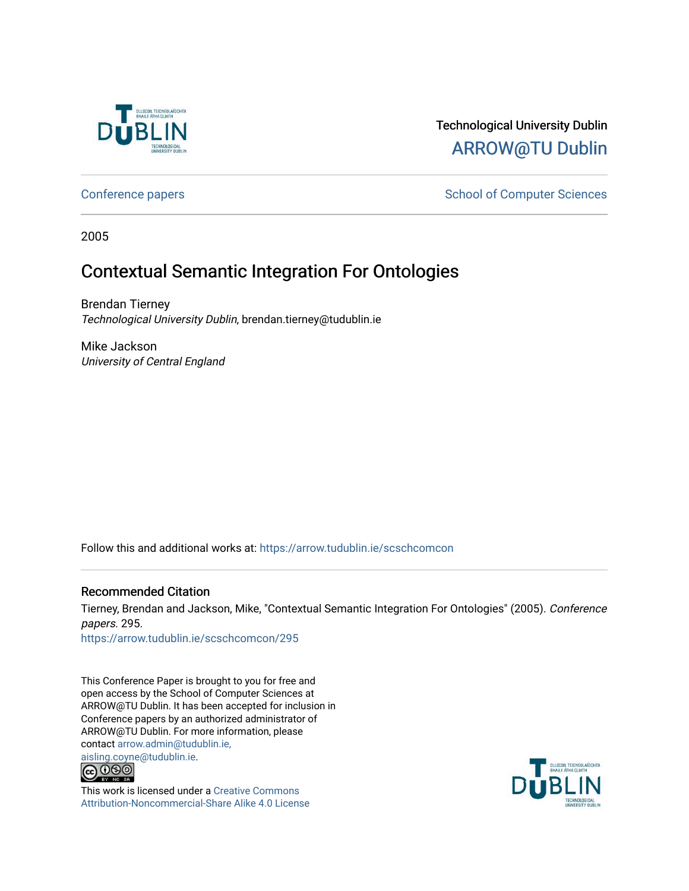Technological University Dublin

ARROW@TU Dublin

Conference papers

School of Computer Sciences

2005

# Contextual Semantic Integration For Ontologies

Brendan Tierney
*Technological University Dublin*, brendan.tierney@tudublin.ie

Mike Jackson
*University of Central England*

Follow this and additional works at: https://arrow.tudublin.ie/scschcomcon

## Recommended Citation

Tierney, Brendan and Jackson, Mike, "Contextual Semantic Integration For Ontologies" (2005). *Conference papers*. 295.
https://arrow.tudublin.ie/scschcomcon/295

This Conference Paper is brought to you for free and open access by the School of Computer Sciences at ARROW@TU Dublin. It has been accepted for inclusion in Conference papers by an authorized administrator of ARROW@TU Dublin. For more information, please contact arrow.admin@tudublin.ie, aisling.coyne@tudublin.ie.

This work is licensed under a Creative Commons Attribution-Noncommercial-Share Alike 4.0 License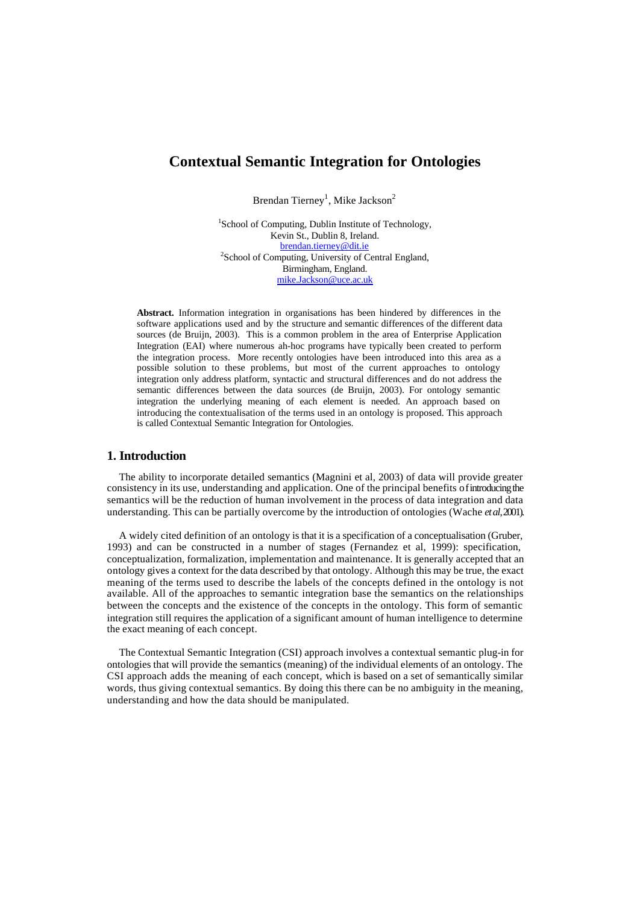# Contextual Semantic Integration for Ontologies

Brendan Tierney[1], Mike Jackson[2]

[1]School of Computing, Dublin Institute of Technology,
Kevin St., Dublin 8, Ireland.
brendan.tierney@dit.ie
[2]School of Computing, University of Central England,
Birmingham, England.
mike.Jackson@uce.ac.uk

**Abstract.** Information integration in organisations has been hindered by differences in the software applications used and by the structure and semantic differences of the different data sources (de Bruijn, 2003). This is a common problem in the area of Enterprise Application Integration (EAI) where numerous ah-hoc programs have typically been created to perform the integration process. More recently ontologies have been introduced into this area as a possible solution to these problems, but most of the current approaches to ontology integration only address platform, syntactic and structural differences and do not address the semantic differences between the data sources (de Bruijn, 2003). For ontology semantic integration the underlying meaning of each element is needed. An approach based on introducing the contextualisation of the terms used in an ontology is proposed. This approach is called Contextual Semantic Integration for Ontologies.

## 1. Introduction

The ability to incorporate detailed semantics (Magnini et al, 2003) of data will provide greater consistency in its use, understanding and application. One of the principal benefits of introducing the semantics will be the reduction of human involvement in the process of data integration and data understanding. This can be partially overcome by the introduction of ontologies (Wache *et al*, 2001).

A widely cited definition of an ontology is that it is a specification of a conceptualisation (Gruber, 1993) and can be constructed in a number of stages (Fernandez et al, 1999): specification, conceptualization, formalization, implementation and maintenance. It is generally accepted that an ontology gives a context for the data described by that ontology. Although this may be true, the exact meaning of the terms used to describe the labels of the concepts defined in the ontology is not available. All of the approaches to semantic integration base the semantics on the relationships between the concepts and the existence of the concepts in the ontology. This form of semantic integration still requires the application of a significant amount of human intelligence to determine the exact meaning of each concept.

The Contextual Semantic Integration (CSI) approach involves a contextual semantic plug-in for ontologies that will provide the semantics (meaning) of the individual elements of an ontology. The CSI approach adds the meaning of each concept, which is based on a set of semantically similar words, thus giving contextual semantics. By doing this there can be no ambiguity in the meaning, understanding and how the data should be manipulated.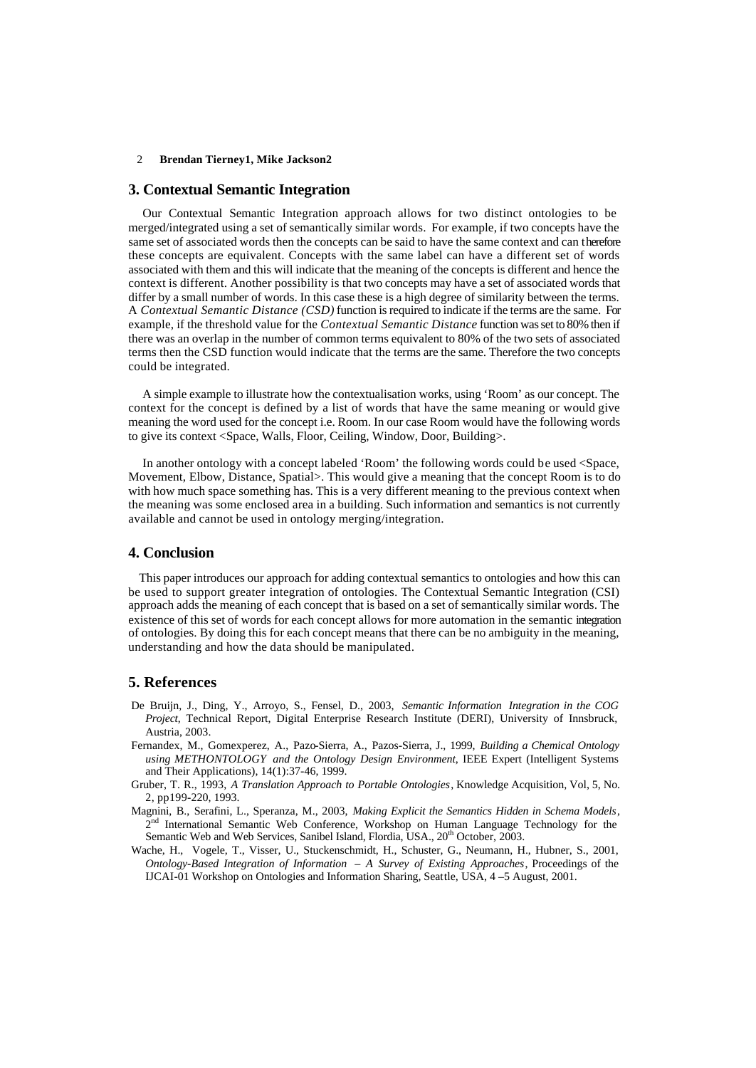## 3. Contextual Semantic Integration

Our Contextual Semantic Integration approach allows for two distinct ontologies to be merged/integrated using a set of semantically similar words. For example, if two concepts have the same set of associated words then the concepts can be said to have the same context and can therefore these concepts are equivalent. Concepts with the same label can have a different set of words associated with them and this will indicate that the meaning of the concepts is different and hence the context is different. Another possibility is that two concepts may have a set of associated words that differ by a small number of words. In this case these is a high degree of similarity between the terms. A *Contextual Semantic Distance (CSD)* function is required to indicate if the terms are the same. For example, if the threshold value for the *Contextual Semantic Distance* function was set to 80% then if there was an overlap in the number of common terms equivalent to 80% of the two sets of associated terms then the CSD function would indicate that the terms are the same. Therefore the two concepts could be integrated.

A simple example to illustrate how the contextualisation works, using 'Room' as our concept. The context for the concept is defined by a list of words that have the same meaning or would give meaning the word used for the concept i.e. Room. In our case Room would have the following words to give its context <Space, Walls, Floor, Ceiling, Window, Door, Building>.

In another ontology with a concept labeled 'Room' the following words could be used <Space, Movement, Elbow, Distance, Spatial>. This would give a meaning that the concept Room is to do with how much space something has. This is a very different meaning to the previous context when the meaning was some enclosed area in a building. Such information and semantics is not currently available and cannot be used in ontology merging/integration.

## 4. Conclusion

This paper introduces our approach for adding contextual semantics to ontologies and how this can be used to support greater integration of ontologies. The Contextual Semantic Integration (CSI) approach adds the meaning of each concept that is based on a set of semantically similar words. The existence of this set of words for each concept allows for more automation in the semantic integration of ontologies. By doing this for each concept means that there can be no ambiguity in the meaning, understanding and how the data should be manipulated.

## 5. References

De Bruijn, J., Ding, Y., Arroyo, S., Fensel, D., 2003, *Semantic Information Integration in the COG Project*, Technical Report, Digital Enterprise Research Institute (DERI), University of Innsbruck, Austria, 2003.

Fernandex, M., Gomexperez, A., Pazo-Sierra, A., Pazos-Sierra, J., 1999, *Building a Chemical Ontology using METHONTOLOGY and the Ontology Design Environment*, IEEE Expert (Intelligent Systems and Their Applications), 14(1):37-46, 1999.

Gruber, T. R., 1993, *A Translation Approach to Portable Ontologies*, Knowledge Acquisition, Vol, 5, No. 2, pp199-220, 1993.

Magnini, B., Serafini, L., Speranza, M., 2003, *Making Explicit the Semantics Hidden in Schema Models*, 2nd International Semantic Web Conference, Workshop on Human Language Technology for the Semantic Web and Web Services, Sanibel Island, Flordia, USA., 20th October, 2003.

Wache, H., Vogele, T., Visser, U., Stuckenschmidt, H., Schuster, G., Neumann, H., Hubner, S., 2001, *Ontology-Based Integration of Information – A Survey of Existing Approaches*, Proceedings of the IJCAI-01 Workshop on Ontologies and Information Sharing, Seattle, USA, 4 –5 August, 2001.